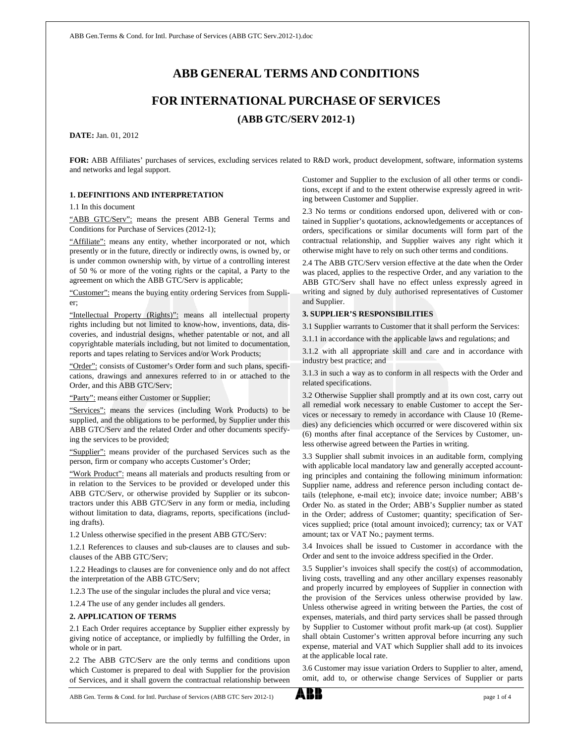# ABB GENERAL TERMS AND CONDITIONS

## FOR INTERNATIONAL PURCHASE OF SERVICES

### (ABB GTC/SERV 2012-1)

**DATE:** Jan. 01, 2012

**FOR:** ABB Affiliates' purchases of services, excluding services related to R&D work, product development, software, information systems and networks and legal support.

**1. DEFINITIONS AND INTERPRETATION**

1.1 In this document

"ABB GTC/Serv": means the present ABB General Terms and Conditions for Purchase of Services (2012-1);

"Affiliate": means any entity, whether incorporated or not, which presently or in the future, directly or indirectly owns, is owned by, or is under common ownership with, by virtue of a controlling interest of 50 % or more of the voting rights or the capital, a Party to the agreement on which the ABB GTC/Serv is applicable;

"Customer": means the buying entity ordering Services from Supplier;

"Intellectual Property (Rights)": means all intellectual property rights including but not limited to know-how, inventions, data, discoveries, and industrial designs, whether patentable or not, and all copyrightable materials including, but not limited to documentation, reports and tapes relating to Services and/or Work Products;

"Order": consists of Customer's Order form and such plans, specifications, drawings and annexures referred to in or attached to the Order, and this ABB GTC/Serv;

"Party": means either Customer or Supplier;

"Services": means the services (including Work Products) to be supplied, and the obligations to be performed, by Supplier under this ABB GTC/Serv and the related Order and other documents specifying the services to be provided;

"Supplier": means provider of the purchased Services such as the person, firm or company who accepts Customer's Order;

"Work Product": means all materials and products resulting from or in relation to the Services to be provided or developed under this ABB GTC/Serv, or otherwise provided by Supplier or its subcontractors under this ABB GTC/Serv in any form or media, including without limitation to data, diagrams, reports, specifications (including drafts).

1.2 Unless otherwise specified in the present ABB GTC/Serv:

1.2.1 References to clauses and sub-clauses are to clauses and sub-clauses of the ABB GTC/Serv;

1.2.2 Headings to clauses are for convenience only and do not affect the interpretation of the ABB GTC/Serv;

1.2.3 The use of the singular includes the plural and vice versa;

1.2.4 The use of any gender includes all genders.

**2. APPLICATION OF TERMS**

2.1 Each Order requires acceptance by Supplier either expressly by giving notice of acceptance, or impliedly by fulfilling the Order, in whole or in part.

2.2 The ABB GTC/Serv are the only terms and conditions upon which Customer is prepared to deal with Supplier for the provision of Services, and it shall govern the contractual relationship between Customer and Supplier to the exclusion of all other terms or conditions, except if and to the extent otherwise expressly agreed in writing between Customer and Supplier.

2.3 No terms or conditions endorsed upon, delivered with or contained in Supplier's quotations, acknowledgements or acceptances of orders, specifications or similar documents will form part of the contractual relationship, and Supplier waives any right which it otherwise might have to rely on such other terms and conditions.

2.4 The ABB GTC/Serv version effective at the date when the Order was placed, applies to the respective Order, and any variation to the ABB GTC/Serv shall have no effect unless expressly agreed in writing and signed by duly authorised representatives of Customer and Supplier.

**3. SUPPLIER'S RESPONSIBILITIES**

3.1 Supplier warrants to Customer that it shall perform the Services:

3.1.1 in accordance with the applicable laws and regulations; and

3.1.2 with all appropriate skill and care and in accordance with industry best practice; and

3.1.3 in such a way as to conform in all respects with the Order and related specifications.

3.2 Otherwise Supplier shall promptly and at its own cost, carry out all remedial work necessary to enable Customer to accept the Services or necessary to remedy in accordance with Clause 10 (Remedies) any deficiencies which occurred or were discovered within six (6) months after final acceptance of the Services by Customer, unless otherwise agreed between the Parties in writing.

3.3 Supplier shall submit invoices in an auditable form, complying with applicable local mandatory law and generally accepted accounting principles and containing the following minimum information: Supplier name, address and reference person including contact details (telephone, e-mail etc); invoice date; invoice number; ABB's Order No. as stated in the Order; ABB's Supplier number as stated in the Order; address of Customer; quantity; specification of Services supplied; price (total amount invoiced); currency; tax or VAT amount; tax or VAT No.; payment terms.

3.4 Invoices shall be issued to Customer in accordance with the Order and sent to the invoice address specified in the Order.

3.5 Supplier's invoices shall specify the cost(s) of accommodation, living costs, travelling and any other ancillary expenses reasonably and properly incurred by employees of Supplier in connection with the provision of the Services unless otherwise provided by law. Unless otherwise agreed in writing between the Parties, the cost of expenses, materials, and third party services shall be passed through by Supplier to Customer without profit mark-up (at cost). Supplier shall obtain Customer's written approval before incurring any such expense, material and VAT which Supplier shall add to its invoices at the applicable local rate.

3.6 Customer may issue variation Orders to Supplier to alter, amend, omit, add to, or otherwise change Services of Supplier or parts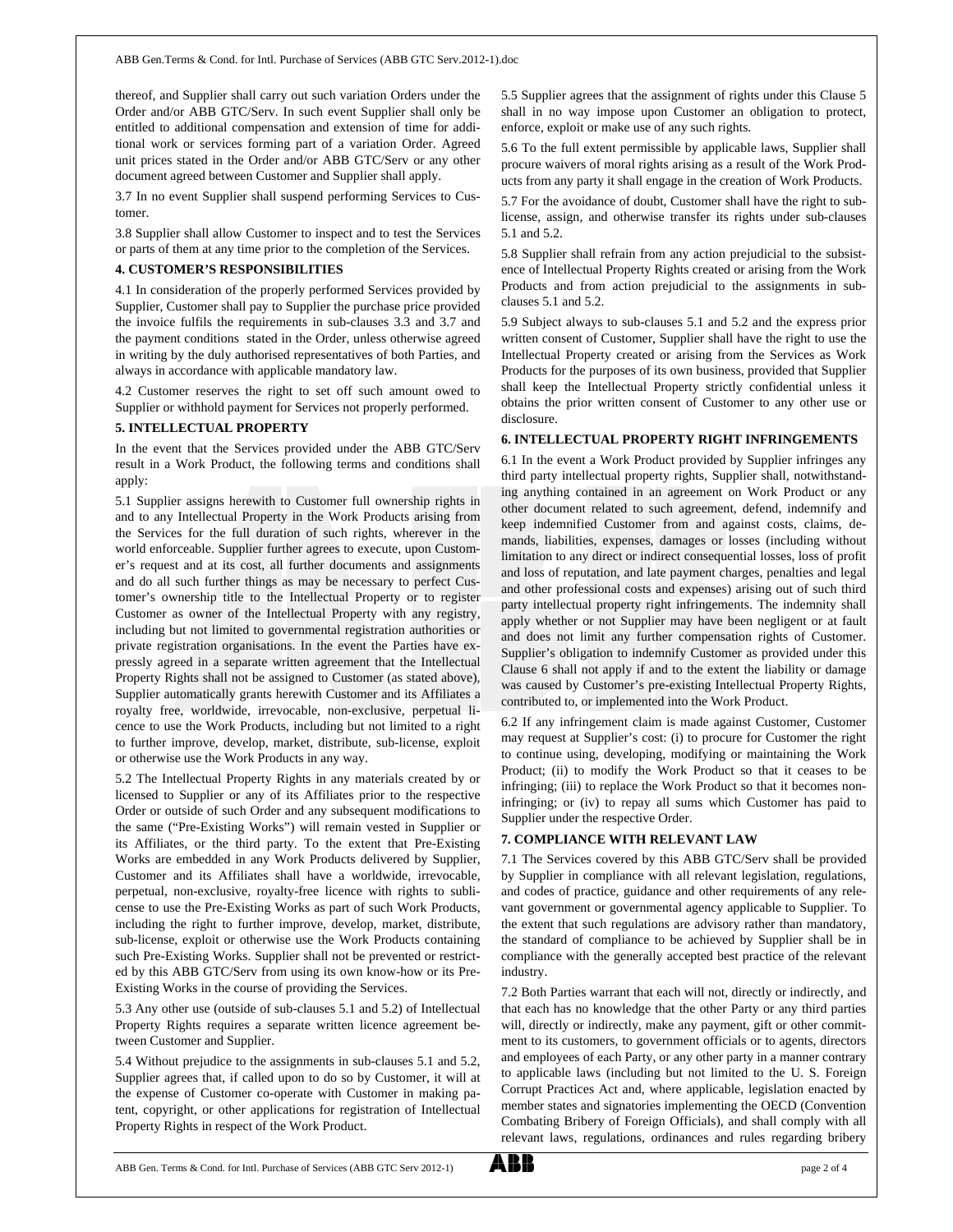thereof, and Supplier shall carry out such variation Orders under the Order and/or ABB GTC/Serv. In such event Supplier shall only be entitled to additional compensation and extension of time for additional work or services forming part of a variation Order. Agreed unit prices stated in the Order and/or ABB GTC/Serv or any other document agreed between Customer and Supplier shall apply.

3.7 In no event Supplier shall suspend performing Services to Customer.

3.8 Supplier shall allow Customer to inspect and to test the Services or parts of them at any time prior to the completion of the Services.

## 4. CUSTOMER'S RESPONSIBILITIES

4.1 In consideration of the properly performed Services provided by Supplier, Customer shall pay to Supplier the purchase price provided the invoice fulfils the requirements in sub-clauses 3.3 and 3.7 and the payment conditions stated in the Order, unless otherwise agreed in writing by the duly authorised representatives of both Parties, and always in accordance with applicable mandatory law.

4.2 Customer reserves the right to set off such amount owed to Supplier or withhold payment for Services not properly performed.

## 5. INTELLECTUAL PROPERTY

In the event that the Services provided under the ABB GTC/Serv result in a Work Product, the following terms and conditions shall apply:

5.1 Supplier assigns herewith to Customer full ownership rights in and to any Intellectual Property in the Work Products arising from the Services for the full duration of such rights, wherever in the world enforceable. Supplier further agrees to execute, upon Customer's request and at its cost, all further documents and assignments and do all such further things as may be necessary to perfect Customer's ownership title to the Intellectual Property or to register Customer as owner of the Intellectual Property with any registry, including but not limited to governmental registration authorities or private registration organisations. In the event the Parties have expressly agreed in a separate written agreement that the Intellectual Property Rights shall not be assigned to Customer (as stated above), Supplier automatically grants herewith Customer and its Affiliates a royalty free, worldwide, irrevocable, non-exclusive, perpetual licence to use the Work Products, including but not limited to a right to further improve, develop, market, distribute, sub-license, exploit or otherwise use the Work Products in any way.

5.2 The Intellectual Property Rights in any materials created by or licensed to Supplier or any of its Affiliates prior to the respective Order or outside of such Order and any subsequent modifications to the same ("Pre-Existing Works") will remain vested in Supplier or its Affiliates, or the third party. To the extent that Pre-Existing Works are embedded in any Work Products delivered by Supplier, Customer and its Affiliates shall have a worldwide, irrevocable, perpetual, non-exclusive, royalty-free licence with rights to sublicense to use the Pre-Existing Works as part of such Work Products, including the right to further improve, develop, market, distribute, sub-license, exploit or otherwise use the Work Products containing such Pre-Existing Works. Supplier shall not be prevented or restricted by this ABB GTC/Serv from using its own know-how or its Pre-Existing Works in the course of providing the Services.

5.3 Any other use (outside of sub-clauses 5.1 and 5.2) of Intellectual Property Rights requires a separate written licence agreement between Customer and Supplier.

5.4 Without prejudice to the assignments in sub-clauses 5.1 and 5.2, Supplier agrees that, if called upon to do so by Customer, it will at the expense of Customer co-operate with Customer in making patent, copyright, or other applications for registration of Intellectual Property Rights in respect of the Work Product.

5.5 Supplier agrees that the assignment of rights under this Clause 5 shall in no way impose upon Customer an obligation to protect, enforce, exploit or make use of any such rights.

5.6 To the full extent permissible by applicable laws, Supplier shall procure waivers of moral rights arising as a result of the Work Products from any party it shall engage in the creation of Work Products.

5.7 For the avoidance of doubt, Customer shall have the right to sublicense, assign, and otherwise transfer its rights under sub-clauses 5.1 and 5.2.

5.8 Supplier shall refrain from any action prejudicial to the subsistence of Intellectual Property Rights created or arising from the Work Products and from action prejudicial to the assignments in sub-clauses 5.1 and 5.2.

5.9 Subject always to sub-clauses 5.1 and 5.2 and the express prior written consent of Customer, Supplier shall have the right to use the Intellectual Property created or arising from the Services as Work Products for the purposes of its own business, provided that Supplier shall keep the Intellectual Property strictly confidential unless it obtains the prior written consent of Customer to any other use or disclosure.

## 6. INTELLECTUAL PROPERTY RIGHT INFRINGEMENTS

6.1 In the event a Work Product provided by Supplier infringes any third party intellectual property rights, Supplier shall, notwithstanding anything contained in an agreement on Work Product or any other document related to such agreement, defend, indemnify and keep indemnified Customer from and against costs, claims, demands, liabilities, expenses, damages or losses (including without limitation to any direct or indirect consequential losses, loss of profit and loss of reputation, and late payment charges, penalties and legal and other professional costs and expenses) arising out of such third party intellectual property right infringements. The indemnity shall apply whether or not Supplier may have been negligent or at fault and does not limit any further compensation rights of Customer. Supplier's obligation to indemnify Customer as provided under this Clause 6 shall not apply if and to the extent the liability or damage was caused by Customer's pre-existing Intellectual Property Rights, contributed to, or implemented into the Work Product.

6.2 If any infringement claim is made against Customer, Customer may request at Supplier's cost: (i) to procure for Customer the right to continue using, developing, modifying or maintaining the Work Product; (ii) to modify the Work Product so that it ceases to be infringing; (iii) to replace the Work Product so that it becomes non-infringing; or (iv) to repay all sums which Customer has paid to Supplier under the respective Order.

## 7. COMPLIANCE WITH RELEVANT LAW

7.1 The Services covered by this ABB GTC/Serv shall be provided by Supplier in compliance with all relevant legislation, regulations, and codes of practice, guidance and other requirements of any relevant government or governmental agency applicable to Supplier. To the extent that such regulations are advisory rather than mandatory, the standard of compliance to be achieved by Supplier shall be in compliance with the generally accepted best practice of the relevant industry.

7.2 Both Parties warrant that each will not, directly or indirectly, and that each has no knowledge that the other Party or any third parties will, directly or indirectly, make any payment, gift or other commitment to its customers, to government officials or to agents, directors and employees of each Party, or any other party in a manner contrary to applicable laws (including but not limited to the U. S. Foreign Corrupt Practices Act and, where applicable, legislation enacted by member states and signatories implementing the OECD (Convention Combating Bribery of Foreign Officials), and shall comply with all relevant laws, regulations, ordinances and rules regarding bribery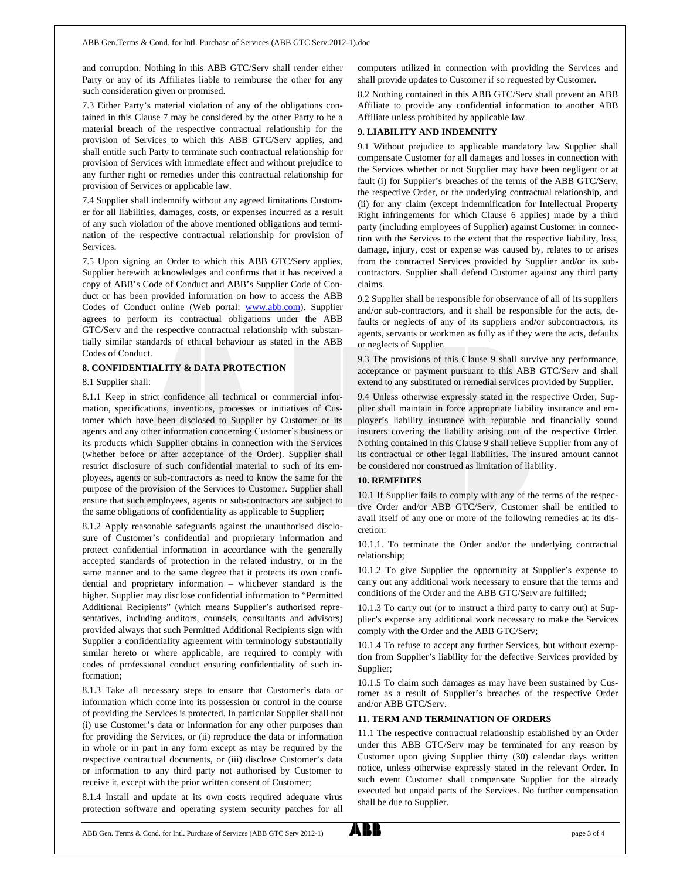and corruption. Nothing in this ABB GTC/Serv shall render either Party or any of its Affiliates liable to reimburse the other for any such consideration given or promised.

7.3 Either Party's material violation of any of the obligations contained in this Clause 7 may be considered by the other Party to be a material breach of the respective contractual relationship for the provision of Services to which this ABB GTC/Serv applies, and shall entitle such Party to terminate such contractual relationship for provision of Services with immediate effect and without prejudice to any further right or remedies under this contractual relationship for provision of Services or applicable law.

7.4 Supplier shall indemnify without any agreed limitations Customer for all liabilities, damages, costs, or expenses incurred as a result of any such violation of the above mentioned obligations and termination of the respective contractual relationship for provision of Services.

7.5 Upon signing an Order to which this ABB GTC/Serv applies, Supplier herewith acknowledges and confirms that it has received a copy of ABB's Code of Conduct and ABB's Supplier Code of Conduct or has been provided information on how to access the ABB Codes of Conduct online (Web portal: www.abb.com). Supplier agrees to perform its contractual obligations under the ABB GTC/Serv and the respective contractual relationship with substantially similar standards of ethical behaviour as stated in the ABB Codes of Conduct.

**8. CONFIDENTIALITY & DATA PROTECTION**

8.1 Supplier shall:

8.1.1 Keep in strict confidence all technical or commercial information, specifications, inventions, processes or initiatives of Customer which have been disclosed to Supplier by Customer or its agents and any other information concerning Customer's business or its products which Supplier obtains in connection with the Services (whether before or after acceptance of the Order). Supplier shall restrict disclosure of such confidential material to such of its employees, agents or sub-contractors as need to know the same for the purpose of the provision of the Services to Customer. Supplier shall ensure that such employees, agents or sub-contractors are subject to the same obligations of confidentiality as applicable to Supplier;

8.1.2 Apply reasonable safeguards against the unauthorised disclosure of Customer's confidential and proprietary information and protect confidential information in accordance with the generally accepted standards of protection in the related industry, or in the same manner and to the same degree that it protects its own confidential and proprietary information – whichever standard is the higher. Supplier may disclose confidential information to "Permitted Additional Recipients" (which means Supplier's authorised representatives, including auditors, counsels, consultants and advisors) provided always that such Permitted Additional Recipients sign with Supplier a confidentiality agreement with terminology substantially similar hereto or where applicable, are required to comply with codes of professional conduct ensuring confidentiality of such information;

8.1.3 Take all necessary steps to ensure that Customer's data or information which come into its possession or control in the course of providing the Services is protected. In particular Supplier shall not (i) use Customer's data or information for any other purposes than for providing the Services, or (ii) reproduce the data or information in whole or in part in any form except as may be required by the respective contractual documents, or (iii) disclose Customer's data or information to any third party not authorised by Customer to receive it, except with the prior written consent of Customer;

8.1.4 Install and update at its own costs required adequate virus protection software and operating system security patches for all computers utilized in connection with providing the Services and shall provide updates to Customer if so requested by Customer.

8.2 Nothing contained in this ABB GTC/Serv shall prevent an ABB Affiliate to provide any confidential information to another ABB Affiliate unless prohibited by applicable law.

**9. LIABILITY AND INDEMNITY**

9.1 Without prejudice to applicable mandatory law Supplier shall compensate Customer for all damages and losses in connection with the Services whether or not Supplier may have been negligent or at fault (i) for Supplier's breaches of the terms of the ABB GTC/Serv, the respective Order, or the underlying contractual relationship, and (ii) for any claim (except indemnification for Intellectual Property Right infringements for which Clause 6 applies) made by a third party (including employees of Supplier) against Customer in connection with the Services to the extent that the respective liability, loss, damage, injury, cost or expense was caused by, relates to or arises from the contracted Services provided by Supplier and/or its subcontractors. Supplier shall defend Customer against any third party claims.

9.2 Supplier shall be responsible for observance of all of its suppliers and/or sub-contractors, and it shall be responsible for the acts, defaults or neglects of any of its suppliers and/or subcontractors, its agents, servants or workmen as fully as if they were the acts, defaults or neglects of Supplier.

9.3 The provisions of this Clause 9 shall survive any performance, acceptance or payment pursuant to this ABB GTC/Serv and shall extend to any substituted or remedial services provided by Supplier.

9.4 Unless otherwise expressly stated in the respective Order, Supplier shall maintain in force appropriate liability insurance and employer's liability insurance with reputable and financially sound insurers covering the liability arising out of the respective Order. Nothing contained in this Clause 9 shall relieve Supplier from any of its contractual or other legal liabilities. The insured amount cannot be considered nor construed as limitation of liability.

**10. REMEDIES**

10.1 If Supplier fails to comply with any of the terms of the respective Order and/or ABB GTC/Serv, Customer shall be entitled to avail itself of any one or more of the following remedies at its discretion:

10.1.1. To terminate the Order and/or the underlying contractual relationship;

10.1.2 To give Supplier the opportunity at Supplier's expense to carry out any additional work necessary to ensure that the terms and conditions of the Order and the ABB GTC/Serv are fulfilled;

10.1.3 To carry out (or to instruct a third party to carry out) at Supplier's expense any additional work necessary to make the Services comply with the Order and the ABB GTC/Serv;

10.1.4 To refuse to accept any further Services, but without exemption from Supplier's liability for the defective Services provided by Supplier;

10.1.5 To claim such damages as may have been sustained by Customer as a result of Supplier's breaches of the respective Order and/or ABB GTC/Serv.

**11. TERM AND TERMINATION OF ORDERS**

11.1 The respective contractual relationship established by an Order under this ABB GTC/Serv may be terminated for any reason by Customer upon giving Supplier thirty (30) calendar days written notice, unless otherwise expressly stated in the relevant Order. In such event Customer shall compensate Supplier for the already executed but unpaid parts of the Services. No further compensation shall be due to Supplier.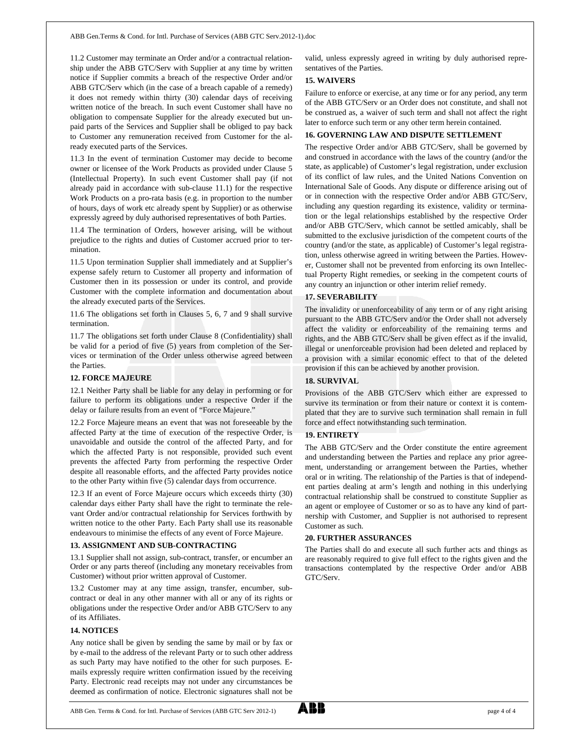11.2 Customer may terminate an Order and/or a contractual relationship under the ABB GTC/Serv with Supplier at any time by written notice if Supplier commits a breach of the respective Order and/or ABB GTC/Serv which (in the case of a breach capable of a remedy) it does not remedy within thirty (30) calendar days of receiving written notice of the breach. In such event Customer shall have no obligation to compensate Supplier for the already executed but unpaid parts of the Services and Supplier shall be obliged to pay back to Customer any remuneration received from Customer for the already executed parts of the Services.

11.3 In the event of termination Customer may decide to become owner or licensee of the Work Products as provided under Clause 5 (Intellectual Property). In such event Customer shall pay (if not already paid in accordance with sub-clause 11.1) for the respective Work Products on a pro-rata basis (e.g. in proportion to the number of hours, days of work etc already spent by Supplier) or as otherwise expressly agreed by duly authorised representatives of both Parties.

11.4 The termination of Orders, however arising, will be without prejudice to the rights and duties of Customer accrued prior to termination.

11.5 Upon termination Supplier shall immediately and at Supplier's expense safely return to Customer all property and information of Customer then in its possession or under its control, and provide Customer with the complete information and documentation about the already executed parts of the Services.

11.6 The obligations set forth in Clauses 5, 6, 7 and 9 shall survive termination.

11.7 The obligations set forth under Clause 8 (Confidentiality) shall be valid for a period of five (5) years from completion of the Services or termination of the Order unless otherwise agreed between the Parties.

## 12. FORCE MAJEURE

12.1 Neither Party shall be liable for any delay in performing or for failure to perform its obligations under a respective Order if the delay or failure results from an event of "Force Majeure."

12.2 Force Majeure means an event that was not foreseeable by the affected Party at the time of execution of the respective Order, is unavoidable and outside the control of the affected Party, and for which the affected Party is not responsible, provided such event prevents the affected Party from performing the respective Order despite all reasonable efforts, and the affected Party provides notice to the other Party within five (5) calendar days from occurrence.

12.3 If an event of Force Majeure occurs which exceeds thirty (30) calendar days either Party shall have the right to terminate the relevant Order and/or contractual relationship for Services forthwith by written notice to the other Party. Each Party shall use its reasonable endeavours to minimise the effects of any event of Force Majeure.

## 13. ASSIGNMENT AND SUB-CONTRACTING

13.1 Supplier shall not assign, sub-contract, transfer, or encumber an Order or any parts thereof (including any monetary receivables from Customer) without prior written approval of Customer.

13.2 Customer may at any time assign, transfer, encumber, subcontract or deal in any other manner with all or any of its rights or obligations under the respective Order and/or ABB GTC/Serv to any of its Affiliates.

## 14. NOTICES

Any notice shall be given by sending the same by mail or by fax or by e-mail to the address of the relevant Party or to such other address as such Party may have notified to the other for such purposes. E-mails expressly require written confirmation issued by the receiving Party. Electronic read receipts may not under any circumstances be deemed as confirmation of notice. Electronic signatures shall not be valid, unless expressly agreed in writing by duly authorised representatives of the Parties.

## 15. WAIVERS

Failure to enforce or exercise, at any time or for any period, any term of the ABB GTC/Serv or an Order does not constitute, and shall not be construed as, a waiver of such term and shall not affect the right later to enforce such term or any other term herein contained.

## 16. GOVERNING LAW AND DISPUTE SETTLEMENT

The respective Order and/or ABB GTC/Serv, shall be governed by and construed in accordance with the laws of the country (and/or the state, as applicable) of Customer's legal registration, under exclusion of its conflict of law rules, and the United Nations Convention on International Sale of Goods. Any dispute or difference arising out of or in connection with the respective Order and/or ABB GTC/Serv, including any question regarding its existence, validity or termination or the legal relationships established by the respective Order and/or ABB GTC/Serv, which cannot be settled amicably, shall be submitted to the exclusive jurisdiction of the competent courts of the country (and/or the state, as applicable) of Customer's legal registration, unless otherwise agreed in writing between the Parties. However, Customer shall not be prevented from enforcing its own Intellectual Property Right remedies, or seeking in the competent courts of any country an injunction or other interim relief remedy.

## 17. SEVERABILITY

The invalidity or unenforceability of any term or of any right arising pursuant to the ABB GTC/Serv and/or the Order shall not adversely affect the validity or enforceability of the remaining terms and rights, and the ABB GTC/Serv shall be given effect as if the invalid, illegal or unenforceable provision had been deleted and replaced by a provision with a similar economic effect to that of the deleted provision if this can be achieved by another provision.

## 18. SURVIVAL

Provisions of the ABB GTC/Serv which either are expressed to survive its termination or from their nature or context it is contemplated that they are to survive such termination shall remain in full force and effect notwithstanding such termination.

## 19. ENTIRETY

The ABB GTC/Serv and the Order constitute the entire agreement and understanding between the Parties and replace any prior agreement, understanding or arrangement between the Parties, whether oral or in writing. The relationship of the Parties is that of independent parties dealing at arm's length and nothing in this underlying contractual relationship shall be construed to constitute Supplier as an agent or employee of Customer or so as to have any kind of partnership with Customer, and Supplier is not authorised to represent Customer as such.

## 20. FURTHER ASSURANCES

The Parties shall do and execute all such further acts and things as are reasonably required to give full effect to the rights given and the transactions contemplated by the respective Order and/or ABB GTC/Serv.